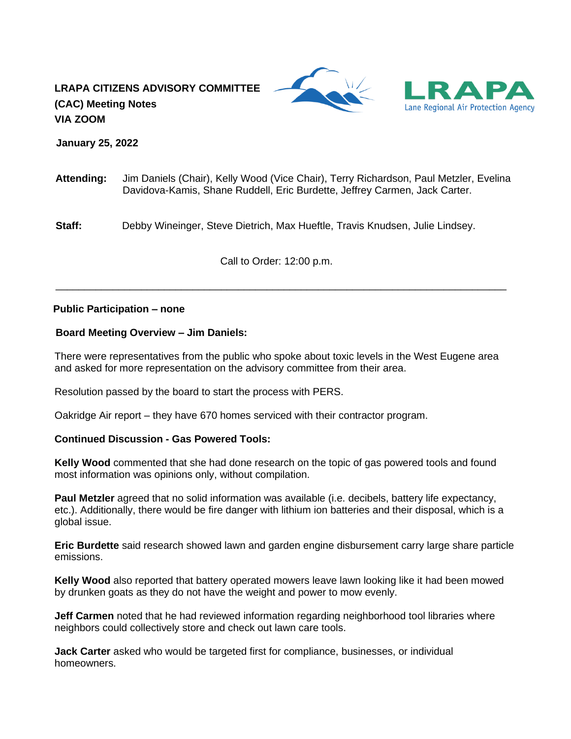# LRAPA CITIZENS ADVISORY COMMITTEE (CAC) Meeting Notes VIA ZOOM

**January 25, 2022**

**Attending:** Jim Daniels (Chair), Kelly Wood (Vice Chair), Terry Richardson, Paul Metzler, Evelina Davidova-Kamis, Shane Ruddell, Eric Burdette, Jeffrey Carmen, Jack Carter.

**Staff:** Debby Wineinger, Steve Dietrich, Max Hueftle, Travis Knudsen, Julie Lindsey.

Call to Order: 12:00 p.m.

---

**Public Participation – none**

**Board Meeting Overview – Jim Daniels:**

There were representatives from the public who spoke about toxic levels in the West Eugene area and asked for more representation on the advisory committee from their area.

Resolution passed by the board to start the process with PERS.

Oakridge Air report – they have 670 homes serviced with their contractor program.

**Continued Discussion - Gas Powered Tools:**

**Kelly Wood** commented that she had done research on the topic of gas powered tools and found most information was opinions only, without compilation.

**Paul Metzler** agreed that no solid information was available (i.e. decibels, battery life expectancy, etc.). Additionally, there would be fire danger with lithium ion batteries and their disposal, which is a global issue.

**Eric Burdette** said research showed lawn and garden engine disbursement carry large share particle emissions.

**Kelly Wood** also reported that battery operated mowers leave lawn looking like it had been mowed by drunken goats as they do not have the weight and power to mow evenly.

**Jeff Carmen** noted that he had reviewed information regarding neighborhood tool libraries where neighbors could collectively store and check out lawn care tools.

**Jack Carter** asked who would be targeted first for compliance, businesses, or individual homeowners.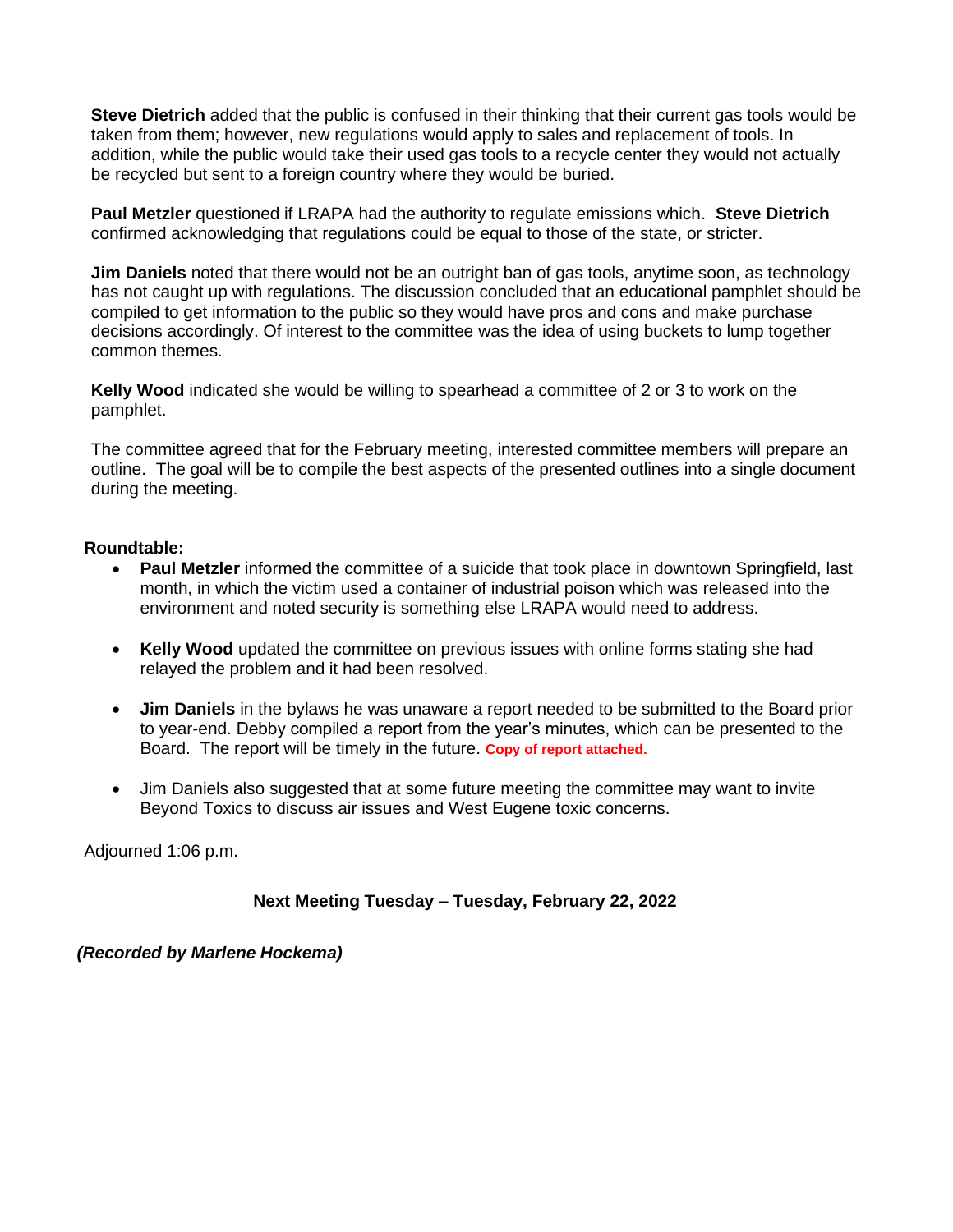**Steve Dietrich** added that the public is confused in their thinking that their current gas tools would be taken from them; however, new regulations would apply to sales and replacement of tools. In addition, while the public would take their used gas tools to a recycle center they would not actually be recycled but sent to a foreign country where they would be buried.

**Paul Metzler** questioned if LRAPA had the authority to regulate emissions which. **Steve Dietrich** confirmed acknowledging that regulations could be equal to those of the state, or stricter.

**Jim Daniels** noted that there would not be an outright ban of gas tools, anytime soon, as technology has not caught up with regulations. The discussion concluded that an educational pamphlet should be compiled to get information to the public so they would have pros and cons and make purchase decisions accordingly. Of interest to the committee was the idea of using buckets to lump together common themes.

**Kelly Wood** indicated she would be willing to spearhead a committee of 2 or 3 to work on the pamphlet.

The committee agreed that for the February meeting, interested committee members will prepare an outline. The goal will be to compile the best aspects of the presented outlines into a single document during the meeting.

**Roundtable:**

- **Paul Metzler** informed the committee of a suicide that took place in downtown Springfield, last month, in which the victim used a container of industrial poison which was released into the environment and noted security is something else LRAPA would need to address.
- **Kelly Wood** updated the committee on previous issues with online forms stating she had relayed the problem and it had been resolved.
- **Jim Daniels** in the bylaws he was unaware a report needed to be submitted to the Board prior to year-end. Debby compiled a report from the year's minutes, which can be presented to the Board. The report will be timely in the future. **Copy of report attached.**
- Jim Daniels also suggested that at some future meeting the committee may want to invite Beyond Toxics to discuss air issues and West Eugene toxic concerns.

Adjourned 1:06 p.m.

**Next Meeting Tuesday – Tuesday, February 22, 2022**

***(Recorded by Marlene Hockema)***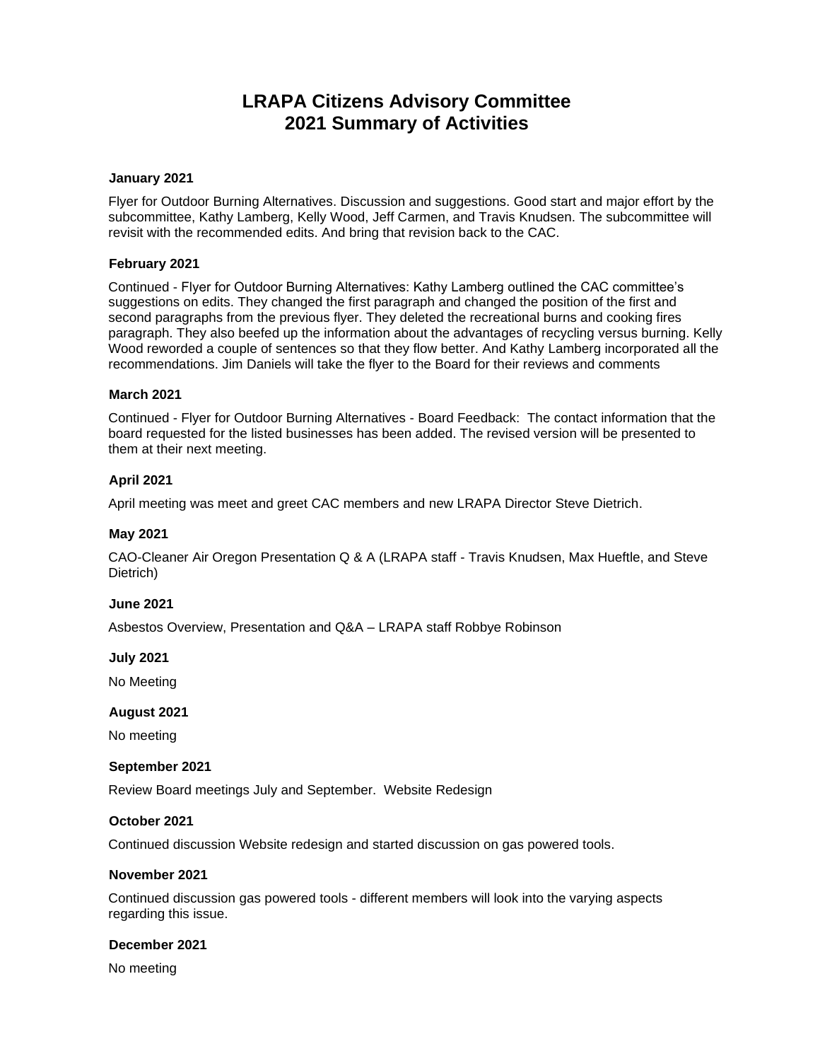# LRAPA Citizens Advisory Committee
# 2021 Summary of Activities

### January 2021

Flyer for Outdoor Burning Alternatives. Discussion and suggestions. Good start and major effort by the subcommittee, Kathy Lamberg, Kelly Wood, Jeff Carmen, and Travis Knudsen. The subcommittee will revisit with the recommended edits. And bring that revision back to the CAC.

### February 2021

Continued - Flyer for Outdoor Burning Alternatives: Kathy Lamberg outlined the CAC committee's suggestions on edits. They changed the first paragraph and changed the position of the first and second paragraphs from the previous flyer. They deleted the recreational burns and cooking fires paragraph. They also beefed up the information about the advantages of recycling versus burning. Kelly Wood reworded a couple of sentences so that they flow better. And Kathy Lamberg incorporated all the recommendations. Jim Daniels will take the flyer to the Board for their reviews and comments

### March 2021

Continued - Flyer for Outdoor Burning Alternatives - Board Feedback: The contact information that the board requested for the listed businesses has been added. The revised version will be presented to them at their next meeting.

### April 2021

April meeting was meet and greet CAC members and new LRAPA Director Steve Dietrich.

### May 2021

CAO-Cleaner Air Oregon Presentation Q & A (LRAPA staff - Travis Knudsen, Max Hueftle, and Steve Dietrich)

### June 2021

Asbestos Overview, Presentation and Q&A – LRAPA staff Robbye Robinson

### July 2021

No Meeting

### August 2021

No meeting

### September 2021

Review Board meetings July and September. Website Redesign

### October 2021

Continued discussion Website redesign and started discussion on gas powered tools.

### November 2021

Continued discussion gas powered tools - different members will look into the varying aspects regarding this issue.

### December 2021

No meeting